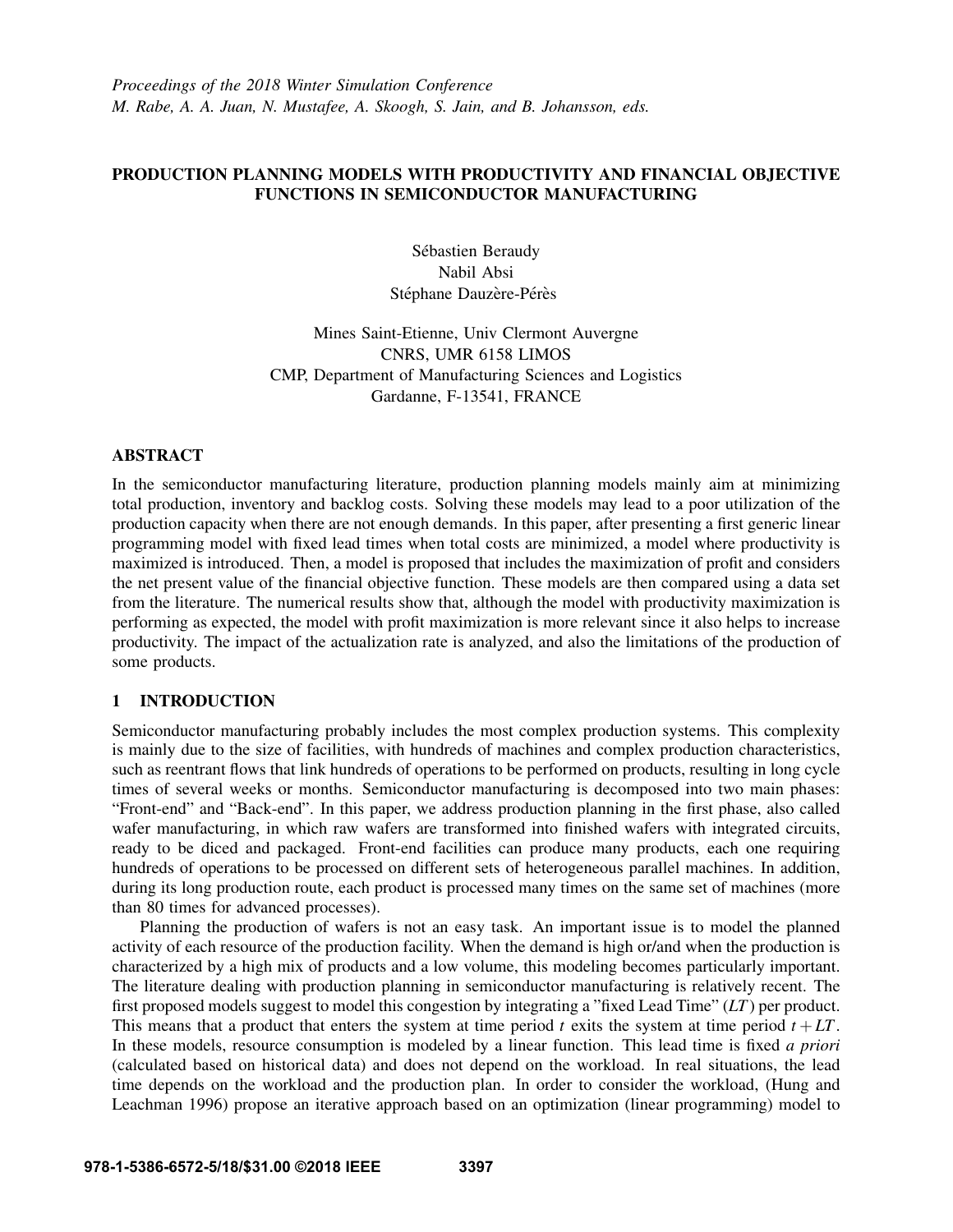*Proceedings of the 2018 Winter Simulation Conference*
*M. Rabe, A. A. Juan, N. Mustafee, A. Skoogh, S. Jain, and B. Johansson, eds.*

# PRODUCTION PLANNING MODELS WITH PRODUCTIVITY AND FINANCIAL OBJECTIVE FUNCTIONS IN SEMICONDUCTOR MANUFACTURING

Sébastien Beraudy
Nabil Absi
Stéphane Dauzère-Pérès

Mines Saint-Etienne, Univ Clermont Auvergne
CNRS, UMR 6158 LIMOS
CMP, Department of Manufacturing Sciences and Logistics
Gardanne, F-13541, FRANCE

## ABSTRACT

In the semiconductor manufacturing literature, production planning models mainly aim at minimizing total production, inventory and backlog costs. Solving these models may lead to a poor utilization of the production capacity when there are not enough demands. In this paper, after presenting a first generic linear programming model with fixed lead times when total costs are minimized, a model where productivity is maximized is introduced. Then, a model is proposed that includes the maximization of profit and considers the net present value of the financial objective function. These models are then compared using a data set from the literature. The numerical results show that, although the model with productivity maximization is performing as expected, the model with profit maximization is more relevant since it also helps to increase productivity. The impact of the actualization rate is analyzed, and also the limitations of the production of some products.

## 1 INTRODUCTION

Semiconductor manufacturing probably includes the most complex production systems. This complexity is mainly due to the size of facilities, with hundreds of machines and complex production characteristics, such as reentrant flows that link hundreds of operations to be performed on products, resulting in long cycle times of several weeks or months. Semiconductor manufacturing is decomposed into two main phases: "Front-end" and "Back-end". In this paper, we address production planning in the first phase, also called wafer manufacturing, in which raw wafers are transformed into finished wafers with integrated circuits, ready to be diced and packaged. Front-end facilities can produce many products, each one requiring hundreds of operations to be processed on different sets of heterogeneous parallel machines. In addition, during its long production route, each product is processed many times on the same set of machines (more than 80 times for advanced processes).

Planning the production of wafers is not an easy task. An important issue is to model the planned activity of each resource of the production facility. When the demand is high or/and when the production is characterized by a high mix of products and a low volume, this modeling becomes particularly important. The literature dealing with production planning in semiconductor manufacturing is relatively recent. The first proposed models suggest to model this congestion by integrating a "fixed Lead Time" ($LT$) per product. This means that a product that enters the system at time period $t$ exits the system at time period $t+LT$. In these models, resource consumption is modeled by a linear function. This lead time is fixed *a priori* (calculated based on historical data) and does not depend on the workload. In real situations, the lead time depends on the workload and the production plan. In order to consider the workload, (Hung and Leachman 1996) propose an iterative approach based on an optimization (linear programming) model to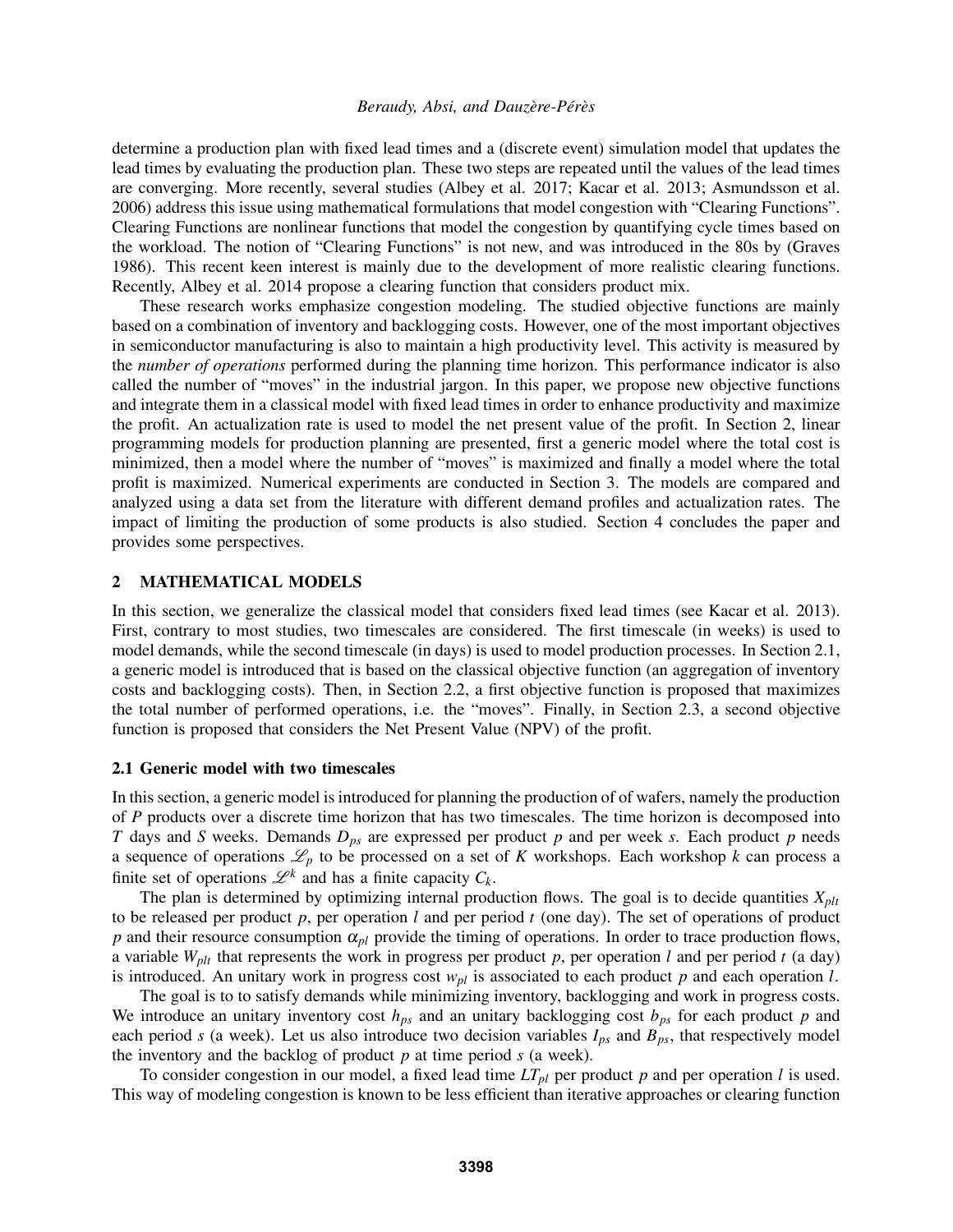determine a production plan with fixed lead times and a (discrete event) simulation model that updates the lead times by evaluating the production plan. These two steps are repeated until the values of the lead times are converging. More recently, several studies (Albey et al. 2017; Kacar et al. 2013; Asmundsson et al. 2006) address this issue using mathematical formulations that model congestion with "Clearing Functions". Clearing Functions are nonlinear functions that model the congestion by quantifying cycle times based on the workload. The notion of "Clearing Functions" is not new, and was introduced in the 80s by (Graves 1986). This recent keen interest is mainly due to the development of more realistic clearing functions. Recently, Albey et al. 2014 propose a clearing function that considers product mix.

These research works emphasize congestion modeling. The studied objective functions are mainly based on a combination of inventory and backlogging costs. However, one of the most important objectives in semiconductor manufacturing is also to maintain a high productivity level. This activity is measured by the *number of operations* performed during the planning time horizon. This performance indicator is also called the number of "moves" in the industrial jargon. In this paper, we propose new objective functions and integrate them in a classical model with fixed lead times in order to enhance productivity and maximize the profit. An actualization rate is used to model the net present value of the profit. In Section 2, linear programming models for production planning are presented, first a generic model where the total cost is minimized, then a model where the number of "moves" is maximized and finally a model where the total profit is maximized. Numerical experiments are conducted in Section 3. The models are compared and analyzed using a data set from the literature with different demand profiles and actualization rates. The impact of limiting the production of some products is also studied. Section 4 concludes the paper and provides some perspectives.

## 2 MATHEMATICAL MODELS

In this section, we generalize the classical model that considers fixed lead times (see Kacar et al. 2013). First, contrary to most studies, two timescales are considered. The first timescale (in weeks) is used to model demands, while the second timescale (in days) is used to model production processes. In Section 2.1, a generic model is introduced that is based on the classical objective function (an aggregation of inventory costs and backlogging costs). Then, in Section 2.2, a first objective function is proposed that maximizes the total number of performed operations, i.e. the "moves". Finally, in Section 2.3, a second objective function is proposed that considers the Net Present Value (NPV) of the profit.

### 2.1 Generic model with two timescales

In this section, a generic model is introduced for planning the production of of wafers, namely the production of $P$ products over a discrete time horizon that has two timescales. The time horizon is decomposed into $T$ days and $S$ weeks. Demands $D_{ps}$ are expressed per product $p$ and per week $s$. Each product $p$ needs a sequence of operations $\mathscr{L}_p$ to be processed on a set of $K$ workshops. Each workshop $k$ can process a finite set of operations $\mathscr{L}^k$ and has a finite capacity $C_k$.

The plan is determined by optimizing internal production flows. The goal is to decide quantities $X_{plt}$ to be released per product $p$, per operation $l$ and per period $t$ (one day). The set of operations of product $p$ and their resource consumption $\alpha_{pl}$ provide the timing of operations. In order to trace production flows, a variable $W_{plt}$ that represents the work in progress per product $p$, per operation $l$ and per period $t$ (a day) is introduced. An unitary work in progress cost $w_{pl}$ is associated to each product $p$ and each operation $l$.

The goal is to to satisfy demands while minimizing inventory, backlogging and work in progress costs. We introduce an unitary inventory cost $h_{ps}$ and an unitary backlogging cost $b_{ps}$ for each product $p$ and each period $s$ (a week). Let us also introduce two decision variables $I_{ps}$ and $B_{ps}$, that respectively model the inventory and the backlog of product $p$ at time period $s$ (a week).

To consider congestion in our model, a fixed lead time $LT_{pl}$ per product $p$ and per operation $l$ is used. This way of modeling congestion is known to be less efficient than iterative approaches or clearing function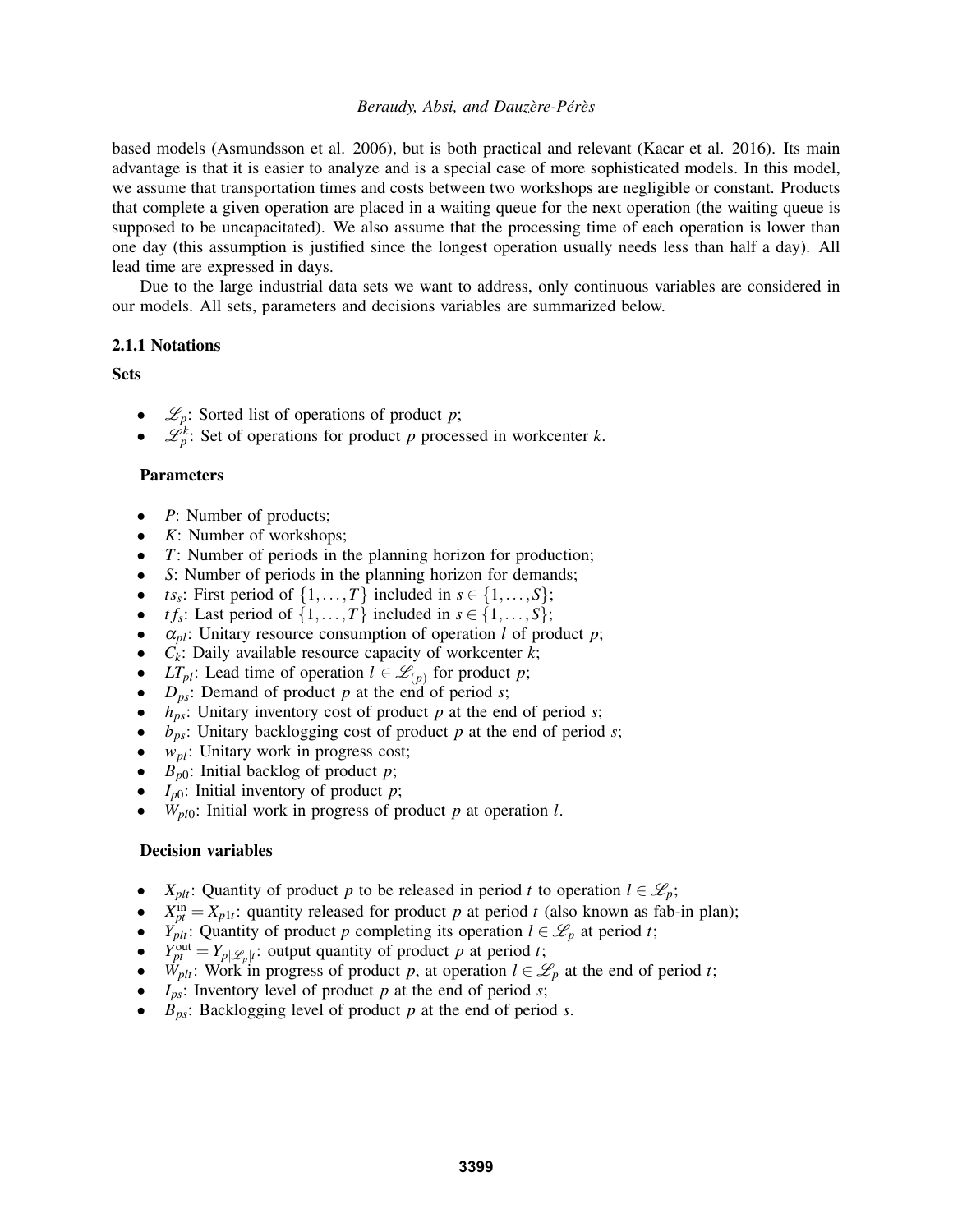based models (Asmundsson et al. 2006), but is both practical and relevant (Kacar et al. 2016). Its main advantage is that it is easier to analyze and is a special case of more sophisticated models. In this model, we assume that transportation times and costs between two workshops are negligible or constant. Products that complete a given operation are placed in a waiting queue for the next operation (the waiting queue is supposed to be uncapacitated). We also assume that the processing time of each operation is lower than one day (this assumption is justified since the longest operation usually needs less than half a day). All lead time are expressed in days.

Due to the large industrial data sets we want to address, only continuous variables are considered in our models. All sets, parameters and decisions variables are summarized below.

### 2.1.1 Notations

**Sets**

- $\mathscr{L}_p$: Sorted list of operations of product $p$;
- $\mathscr{L}_p^k$: Set of operations for product $p$ processed in workcenter $k$.

**Parameters**

- $P$: Number of products;
- $K$: Number of workshops;
- $T$: Number of periods in the planning horizon for production;
- $S$: Number of periods in the planning horizon for demands;
- $ts_s$: First period of $\{1,\ldots,T\}$ included in $s \in \{1,\ldots,S\}$;
- $tf_s$: Last period of $\{1,\ldots,T\}$ included in $s \in \{1,\ldots,S\}$;
- $\alpha_{pl}$: Unitary resource consumption of operation $l$ of product $p$;
- $C_k$: Daily available resource capacity of workcenter $k$;
- $LT_{pl}$: Lead time of operation $l \in \mathscr{L}_{(p)}$ for product $p$;
- $D_{ps}$: Demand of product $p$ at the end of period $s$;
- $h_{ps}$: Unitary inventory cost of product $p$ at the end of period $s$;
- $b_{ps}$: Unitary backlogging cost of product $p$ at the end of period $s$;
- $w_{pl}$: Unitary work in progress cost;
- $B_{p0}$: Initial backlog of product $p$;
- $I_{p0}$: Initial inventory of product $p$;
- $W_{pl0}$: Initial work in progress of product $p$ at operation $l$.

**Decision variables**

- $X_{plt}$: Quantity of product $p$ to be released in period $t$ to operation $l \in \mathscr{L}_p$;
- $X_{pt}^{\text{in}} = X_{p1t}$: quantity released for product $p$ at period $t$ (also known as fab-in plan);
- $Y_{plt}$: Quantity of product $p$ completing its operation $l \in \mathscr{L}_p$ at period $t$;
- $Y_{pt}^{\text{out}} = Y_{p|\mathscr{L}_p|t}$: output quantity of product $p$ at period $t$;
- $W_{plt}$: Work in progress of product $p$, at operation $l \in \mathscr{L}_p$ at the end of period $t$;
- $I_{ps}$: Inventory level of product $p$ at the end of period $s$;
- $B_{ps}$: Backlogging level of product $p$ at the end of period $s$.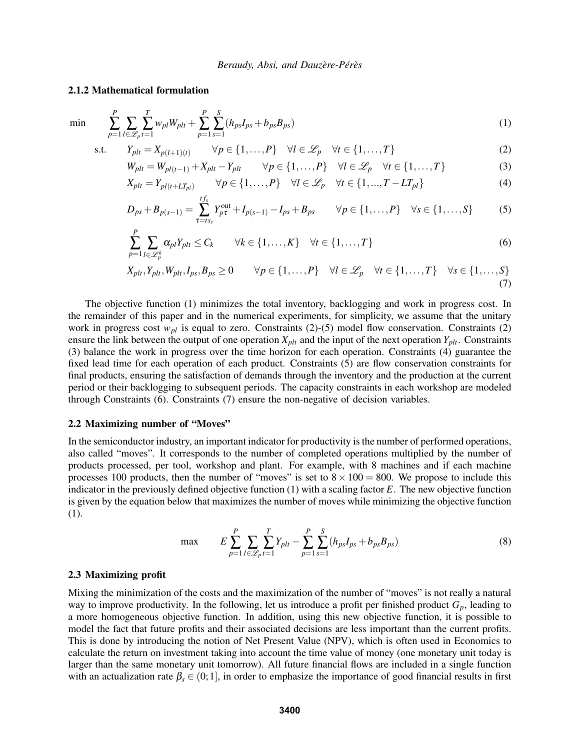### 2.1.2 Mathematical formulation

$$\min \quad \sum_{p=1}^{P}\sum_{l\in\mathscr{L}_p}\sum_{t=1}^{T} w_{pl}W_{plt} + \sum_{p=1}^{P}\sum_{s=1}^{S}(h_{ps}I_{ps} + b_{ps}B_{ps}) \tag{1}$$

$$\text{s.t.} \quad Y_{plt} = X_{p(l+1)(t)} \qquad \forall p \in \{1,\ldots,P\} \quad \forall l \in \mathscr{L}_p \quad \forall t \in \{1,\ldots,T\} \tag{2}$$

$$W_{plt} = W_{pl(t-1)} + X_{plt} - Y_{plt} \qquad \forall p \in \{1,\ldots,P\} \quad \forall l \in \mathscr{L}_p \quad \forall t \in \{1,\ldots,T\} \tag{3}$$

$$X_{plt} = Y_{pl(t+LT_{pl})} \qquad \forall p \in \{1,\ldots,P\} \quad \forall l \in \mathscr{L}_p \quad \forall t \in \{1,...,T - LT_{pl}\} \tag{4}$$

$$D_{ps} + B_{p(s-1)} = \sum_{\tau=ts_s}^{tf_s} Y_{p\tau}^{\text{out}} + I_{p(s-1)} - I_{ps} + B_{ps} \qquad \forall p \in \{1,\ldots,P\} \quad \forall s \in \{1,\ldots,S\} \tag{5}$$

$$\sum_{p=1}^{P}\sum_{l\in\mathscr{L}_p^k} \alpha_{pl}Y_{plt} \leq C_k \qquad \forall k \in \{1,\ldots,K\} \quad \forall t \in \{1,\ldots,T\} \tag{6}$$

$$X_{plt}, Y_{plt}, W_{plt}, I_{ps}, B_{ps} \geq 0 \qquad \forall p \in \{1,\ldots,P\} \quad \forall l \in \mathscr{L}_p \quad \forall t \in \{1,\ldots,T\} \quad \forall s \in \{1,\ldots,S\} \tag{7}$$

The objective function (1) minimizes the total inventory, backlogging and work in progress cost. In the remainder of this paper and in the numerical experiments, for simplicity, we assume that the unitary work in progress cost $w_{pl}$ is equal to zero. Constraints (2)-(5) model flow conservation. Constraints (2) ensure the link between the output of one operation $X_{plt}$ and the input of the next operation $Y_{plt}$. Constraints (3) balance the work in progress over the time horizon for each operation. Constraints (4) guarantee the fixed lead time for each operation of each product. Constraints (5) are flow conservation constraints for final products, ensuring the satisfaction of demands through the inventory and the production at the current period or their backlogging to subsequent periods. The capacity constraints in each workshop are modeled through Constraints (6). Constraints (7) ensure the non-negative of decision variables.

## 2.2 Maximizing number of "Moves"

In the semiconductor industry, an important indicator for productivity is the number of performed operations, also called "moves". It corresponds to the number of completed operations multiplied by the number of products processed, per tool, workshop and plant. For example, with 8 machines and if each machine processes 100 products, then the number of "moves" is set to $8 \times 100 = 800$. We propose to include this indicator in the previously defined objective function (1) with a scaling factor $E$. The new objective function is given by the equation below that maximizes the number of moves while minimizing the objective function (1).

$$\max \qquad E\sum_{p=1}^{P}\sum_{l\in\mathscr{L}_p}\sum_{t=1}^{T} Y_{plt} - \sum_{p=1}^{P}\sum_{s=1}^{S}(h_{ps}I_{ps} + b_{ps}B_{ps}) \tag{8}$$

## 2.3 Maximizing profit

Mixing the minimization of the costs and the maximization of the number of "moves" is not really a natural way to improve productivity. In the following, let us introduce a profit per finished product $G_p$, leading to a more homogeneous objective function. In addition, using this new objective function, it is possible to model the fact that future profits and their associated decisions are less important than the current profits. This is done by introducing the notion of Net Present Value (NPV), which is often used in Economics to calculate the return on investment taking into account the time value of money (one monetary unit today is larger than the same monetary unit tomorrow). All future financial flows are included in a single function with an actualization rate $\beta_s \in (0;1]$, in order to emphasize the importance of good financial results in first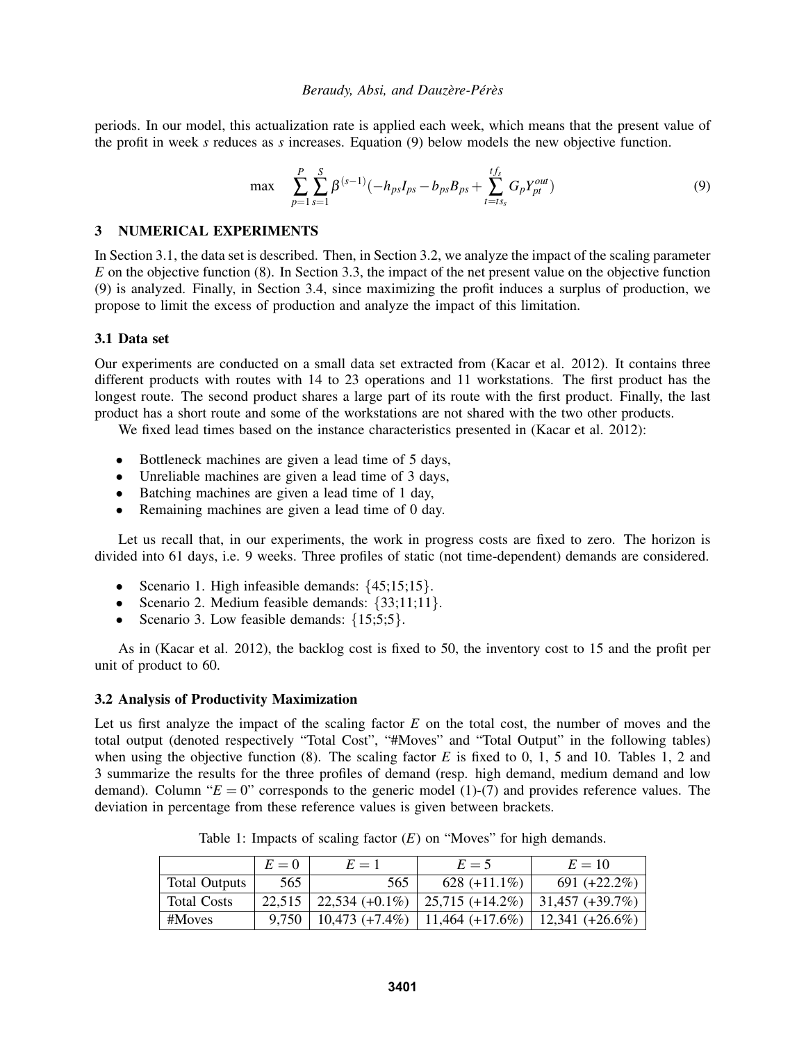periods. In our model, this actualization rate is applied each week, which means that the present value of the profit in week $s$ reduces as $s$ increases. Equation (9) below models the new objective function.

$$\max \quad \sum_{p=1}^{P} \sum_{s=1}^{S} \beta^{(s-1)} (-h_{ps} I_{ps} - b_{ps} B_{ps} + \sum_{t=ts_s}^{tf_s} G_p Y_{pt}^{out}) \tag{9}$$

## 3 NUMERICAL EXPERIMENTS

In Section 3.1, the data set is described. Then, in Section 3.2, we analyze the impact of the scaling parameter $E$ on the objective function (8). In Section 3.3, the impact of the net present value on the objective function (9) is analyzed. Finally, in Section 3.4, since maximizing the profit induces a surplus of production, we propose to limit the excess of production and analyze the impact of this limitation.

### 3.1 Data set

Our experiments are conducted on a small data set extracted from (Kacar et al. 2012). It contains three different products with routes with 14 to 23 operations and 11 workstations. The first product has the longest route. The second product shares a large part of its route with the first product. Finally, the last product has a short route and some of the workstations are not shared with the two other products.

We fixed lead times based on the instance characteristics presented in (Kacar et al. 2012):

- Bottleneck machines are given a lead time of 5 days,
- Unreliable machines are given a lead time of 3 days,
- Batching machines are given a lead time of 1 day,
- Remaining machines are given a lead time of 0 day.

Let us recall that, in our experiments, the work in progress costs are fixed to zero. The horizon is divided into 61 days, i.e. 9 weeks. Three profiles of static (not time-dependent) demands are considered.

- Scenario 1. High infeasible demands: {45;15;15}.
- Scenario 2. Medium feasible demands: {33;11;11}.
- Scenario 3. Low feasible demands: {15;5;5}.

As in (Kacar et al. 2012), the backlog cost is fixed to 50, the inventory cost to 15 and the profit per unit of product to 60.

### 3.2 Analysis of Productivity Maximization

Let us first analyze the impact of the scaling factor $E$ on the total cost, the number of moves and the total output (denoted respectively "Total Cost", "#Moves" and "Total Output" in the following tables) when using the objective function (8). The scaling factor $E$ is fixed to 0, 1, 5 and 10. Tables 1, 2 and 3 summarize the results for the three profiles of demand (resp. high demand, medium demand and low demand). Column "$E = 0$" corresponds to the generic model (1)-(7) and provides reference values. The deviation in percentage from these reference values is given between brackets.

Table 1: Impacts of scaling factor ($E$) on "Moves" for high demands.

| | $E=0$ | $E=1$ | $E=5$ | $E=10$ |
|---|---|---|---|---|
| Total Outputs | 565 | 565 | 628 (+11.1%) | 691 (+22.2%) |
| Total Costs | 22,515 | 22,534 (+0.1%) | 25,715 (+14.2%) | 31,457 (+39.7%) |
| #Moves | 9,750 | 10,473 (+7.4%) | 11,464 (+17.6%) | 12,341 (+26.6%) |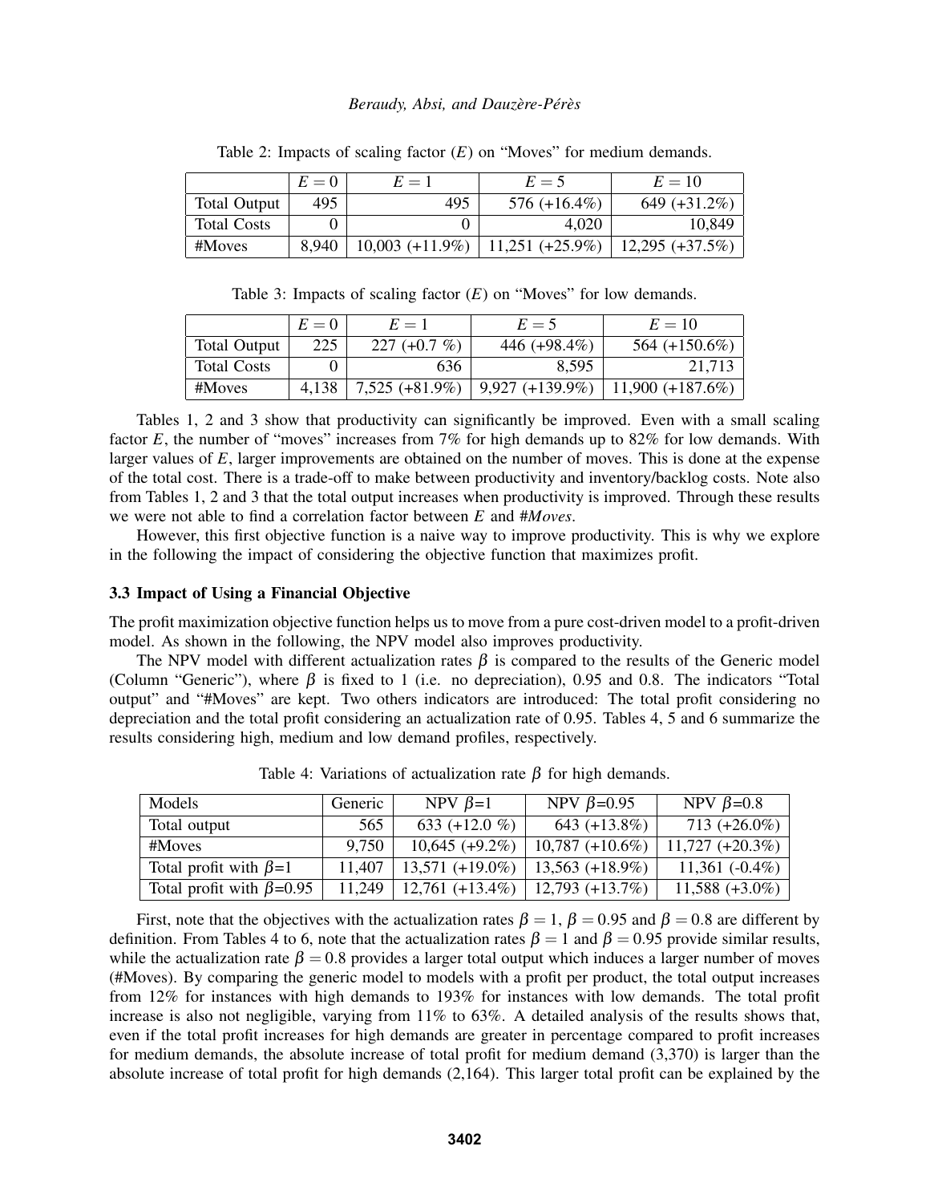Table 2: Impacts of scaling factor ($E$) on "Moves" for medium demands.

| | $E=0$ | $E=1$ | $E=5$ | $E=10$ |
|---|---|---|---|---|
| Total Output | 495 | 495 | 576 (+16.4%) | 649 (+31.2%) |
| Total Costs | 0 | 0 | 4,020 | 10,849 |
| #Moves | 8,940 | 10,003 (+11.9%) | 11,251 (+25.9%) | 12,295 (+37.5%) |

Table 3: Impacts of scaling factor ($E$) on "Moves" for low demands.

| | $E=0$ | $E=1$ | $E=5$ | $E=10$ |
|---|---|---|---|---|
| Total Output | 225 | 227 (+0.7 %) | 446 (+98.4%) | 564 (+150.6%) |
| Total Costs | 0 | 636 | 8,595 | 21,713 |
| #Moves | 4,138 | 7,525 (+81.9%) | 9,927 (+139.9%) | 11,900 (+187.6%) |

Tables 1, 2 and 3 show that productivity can significantly be improved. Even with a small scaling factor $E$, the number of "moves" increases from 7% for high demands up to 82% for low demands. With larger values of $E$, larger improvements are obtained on the number of moves. This is done at the expense of the total cost. There is a trade-off to make between productivity and inventory/backlog costs. Note also from Tables 1, 2 and 3 that the total output increases when productivity is improved. Through these results we were not able to find a correlation factor between $E$ and *#Moves*.

However, this first objective function is a naive way to improve productivity. This is why we explore in the following the impact of considering the objective function that maximizes profit.

### 3.3 Impact of Using a Financial Objective

The profit maximization objective function helps us to move from a pure cost-driven model to a profit-driven model. As shown in the following, the NPV model also improves productivity.

The NPV model with different actualization rates $\beta$ is compared to the results of the Generic model (Column "Generic"), where $\beta$ is fixed to 1 (i.e. no depreciation), 0.95 and 0.8. The indicators "Total output" and "#Moves" are kept. Two others indicators are introduced: The total profit considering no depreciation and the total profit considering an actualization rate of 0.95. Tables 4, 5 and 6 summarize the results considering high, medium and low demand profiles, respectively.

Table 4: Variations of actualization rate $\beta$ for high demands.

| Models | Generic | NPV $\beta$=1 | NPV $\beta$=0.95 | NPV $\beta$=0.8 |
|---|---|---|---|---|
| Total output | 565 | 633 (+12.0 %) | 643 (+13.8%) | 713 (+26.0%) |
| #Moves | 9,750 | 10,645 (+9.2%) | 10,787 (+10.6%) | 11,727 (+20.3%) |
| Total profit with $\beta$=1 | 11,407 | 13,571 (+19.0%) | 13,563 (+18.9%) | 11,361 (-0.4%) |
| Total profit with $\beta$=0.95 | 11,249 | 12,761 (+13.4%) | 12,793 (+13.7%) | 11,588 (+3.0%) |

First, note that the objectives with the actualization rates $\beta=1$, $\beta=0.95$ and $\beta=0.8$ are different by definition. From Tables 4 to 6, note that the actualization rates $\beta=1$ and $\beta=0.95$ provide similar results, while the actualization rate $\beta=0.8$ provides a larger total output which induces a larger number of moves (#Moves). By comparing the generic model to models with a profit per product, the total output increases from 12% for instances with high demands to 193% for instances with low demands. The total profit increase is also not negligible, varying from 11% to 63%. A detailed analysis of the results shows that, even if the total profit increases for high demands are greater in percentage compared to profit increases for medium demands, the absolute increase of total profit for medium demand (3,370) is larger than the absolute increase of total profit for high demands (2,164). This larger total profit can be explained by the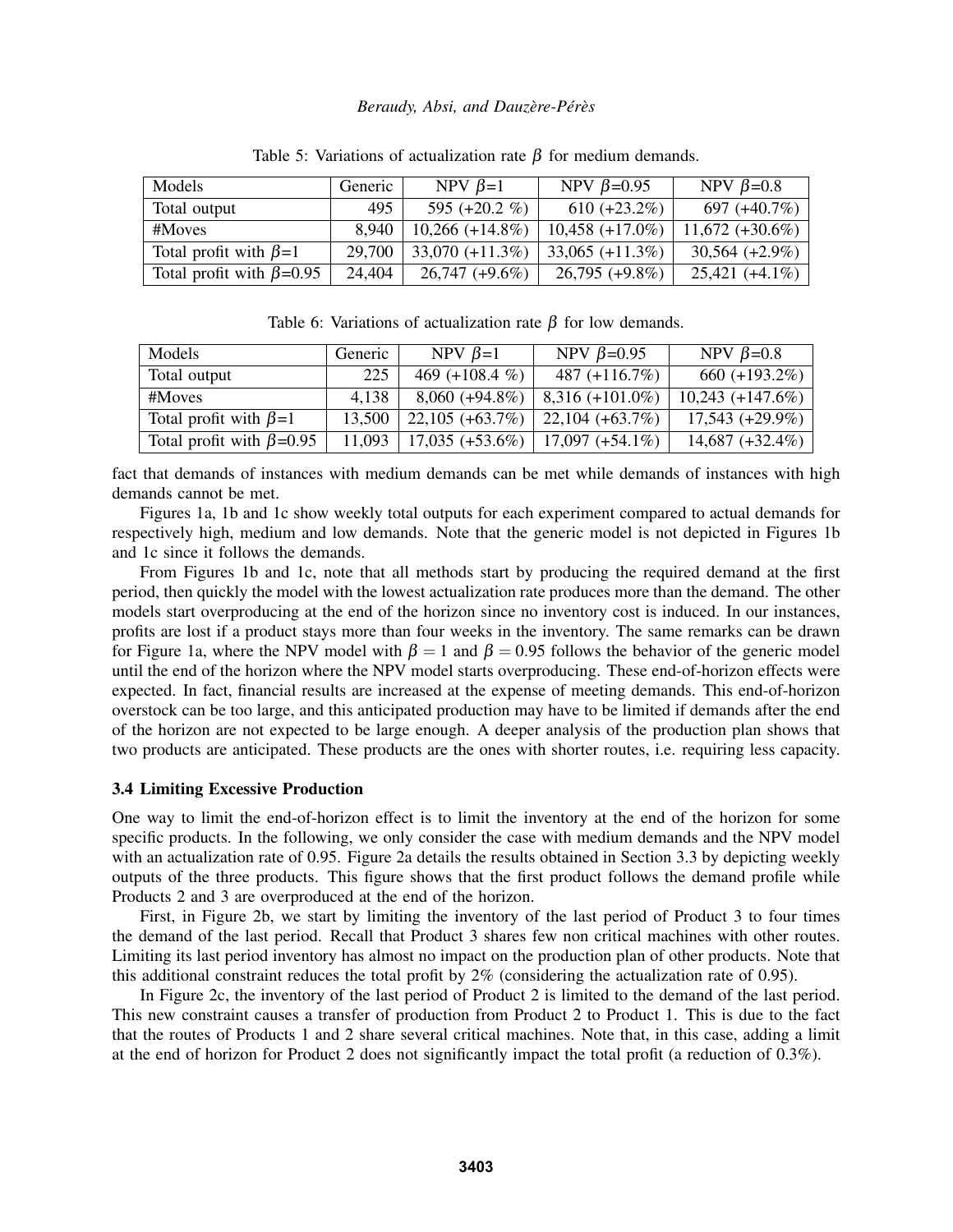Table 5: Variations of actualization rate $\beta$ for medium demands.

| Models | Generic | NPV $\beta$=1 | NPV $\beta$=0.95 | NPV $\beta$=0.8 |
|---|---|---|---|---|
| Total output | 495 | 595 (+20.2 %) | 610 (+23.2%) | 697 (+40.7%) |
| #Moves | 8,940 | 10,266 (+14.8%) | 10,458 (+17.0%) | 11,672 (+30.6%) |
| Total profit with $\beta$=1 | 29,700 | 33,070 (+11.3%) | 33,065 (+11.3%) | 30,564 (+2.9%) |
| Total profit with $\beta$=0.95 | 24,404 | 26,747 (+9.6%) | 26,795 (+9.8%) | 25,421 (+4.1%) |

Table 6: Variations of actualization rate $\beta$ for low demands.

| Models | Generic | NPV $\beta$=1 | NPV $\beta$=0.95 | NPV $\beta$=0.8 |
|---|---|---|---|---|
| Total output | 225 | 469 (+108.4 %) | 487 (+116.7%) | 660 (+193.2%) |
| #Moves | 4,138 | 8,060 (+94.8%) | 8,316 (+101.0%) | 10,243 (+147.6%) |
| Total profit with $\beta$=1 | 13,500 | 22,105 (+63.7%) | 22,104 (+63.7%) | 17,543 (+29.9%) |
| Total profit with $\beta$=0.95 | 11,093 | 17,035 (+53.6%) | 17,097 (+54.1%) | 14,687 (+32.4%) |

fact that demands of instances with medium demands can be met while demands of instances with high demands cannot be met.

Figures 1a, 1b and 1c show weekly total outputs for each experiment compared to actual demands for respectively high, medium and low demands. Note that the generic model is not depicted in Figures 1b and 1c since it follows the demands.

From Figures 1b and 1c, note that all methods start by producing the required demand at the first period, then quickly the model with the lowest actualization rate produces more than the demand. The other models start overproducing at the end of the horizon since no inventory cost is induced. In our instances, profits are lost if a product stays more than four weeks in the inventory. The same remarks can be drawn for Figure 1a, where the NPV model with $\beta = 1$ and $\beta = 0.95$ follows the behavior of the generic model until the end of the horizon where the NPV model starts overproducing. These end-of-horizon effects were expected. In fact, financial results are increased at the expense of meeting demands. This end-of-horizon overstock can be too large, and this anticipated production may have to be limited if demands after the end of the horizon are not expected to be large enough. A deeper analysis of the production plan shows that two products are anticipated. These products are the ones with shorter routes, i.e. requiring less capacity.

### 3.4 Limiting Excessive Production

One way to limit the end-of-horizon effect is to limit the inventory at the end of the horizon for some specific products. In the following, we only consider the case with medium demands and the NPV model with an actualization rate of 0.95. Figure 2a details the results obtained in Section 3.3 by depicting weekly outputs of the three products. This figure shows that the first product follows the demand profile while Products 2 and 3 are overproduced at the end of the horizon.

First, in Figure 2b, we start by limiting the inventory of the last period of Product 3 to four times the demand of the last period. Recall that Product 3 shares few non critical machines with other routes. Limiting its last period inventory has almost no impact on the production plan of other products. Note that this additional constraint reduces the total profit by 2% (considering the actualization rate of 0.95).

In Figure 2c, the inventory of the last period of Product 2 is limited to the demand of the last period. This new constraint causes a transfer of production from Product 2 to Product 1. This is due to the fact that the routes of Products 1 and 2 share several critical machines. Note that, in this case, adding a limit at the end of horizon for Product 2 does not significantly impact the total profit (a reduction of 0.3%).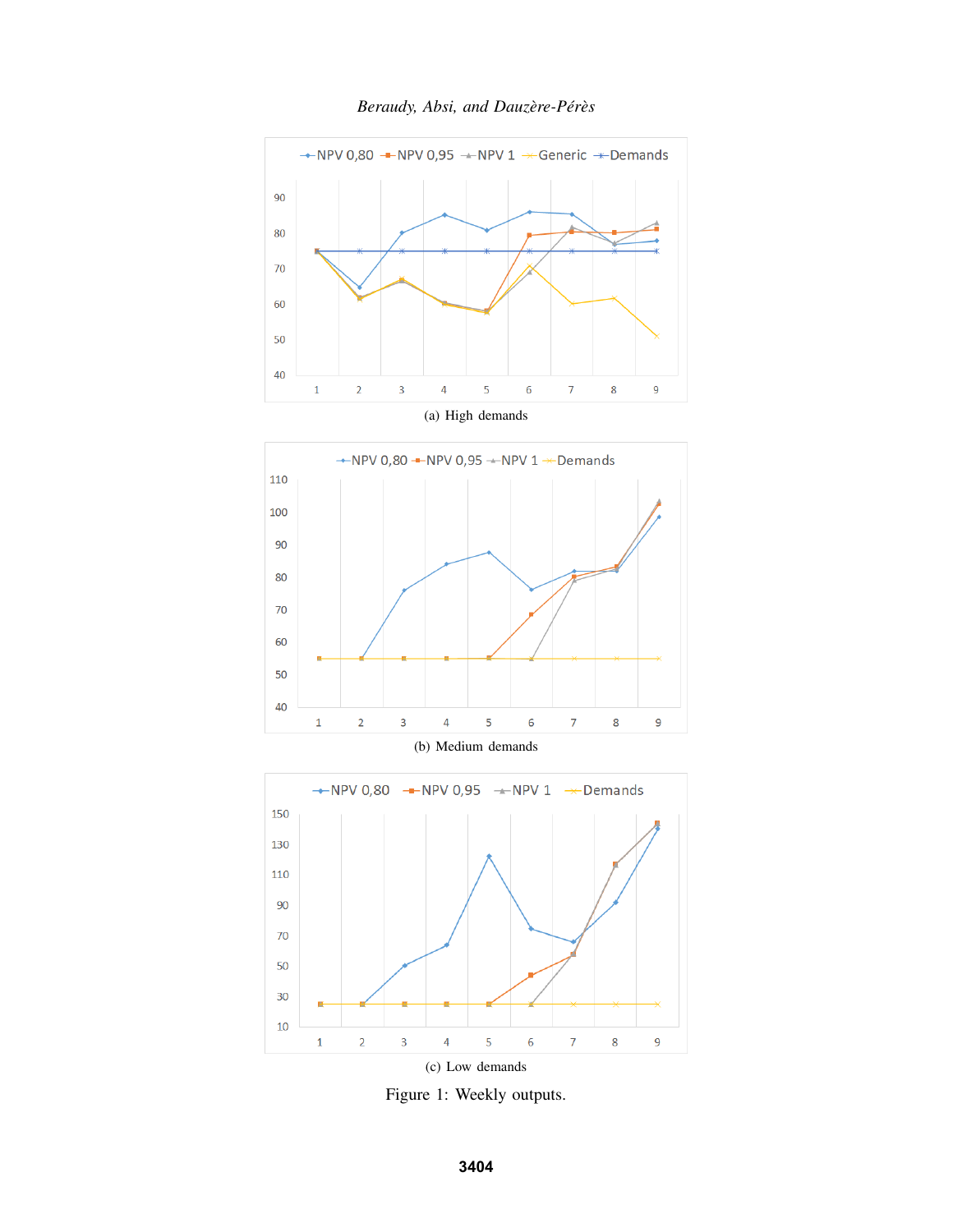NPV 0,80 NPV 0,95 NPV 1 Generic Demands

90
80
70
60
50
40

1 2 3 4 5 6 7 8 9

(a) High demands

NPV 0,80 NPV 0,95 NPV 1 Demands

110
100
90
80
70
60
50
40

1 2 3 4 5 6 7 8 9

(b) Medium demands

NPV 0,80 NPV 0,95 NPV 1 Demands

150
130
110
90
70
50
30
10

1 2 3 4 5 6 7 8 9

(c) Low demands

Figure 1: Weekly outputs.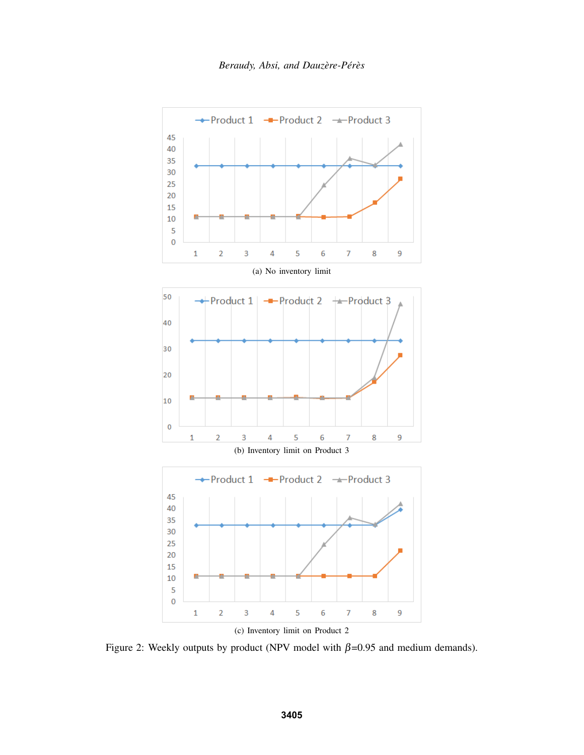Product 1
Product 2
Product 3

45
40
35
30
25
20
15
10
5
0

1 2 3 4 5 6 7 8 9

(a) No inventory limit

Product 1
Product 2
Product 3

50
40
30
20
10
0

1 2 3 4 5 6 7 8 9

(b) Inventory limit on Product 3

Product 1
Product 2
Product 3

45
40
35
30
25
20
15
10
5
0

1 2 3 4 5 6 7 8 9

(c) Inventory limit on Product 2

Figure 2: Weekly outputs by product (NPV model with $\beta$=0.95 and medium demands).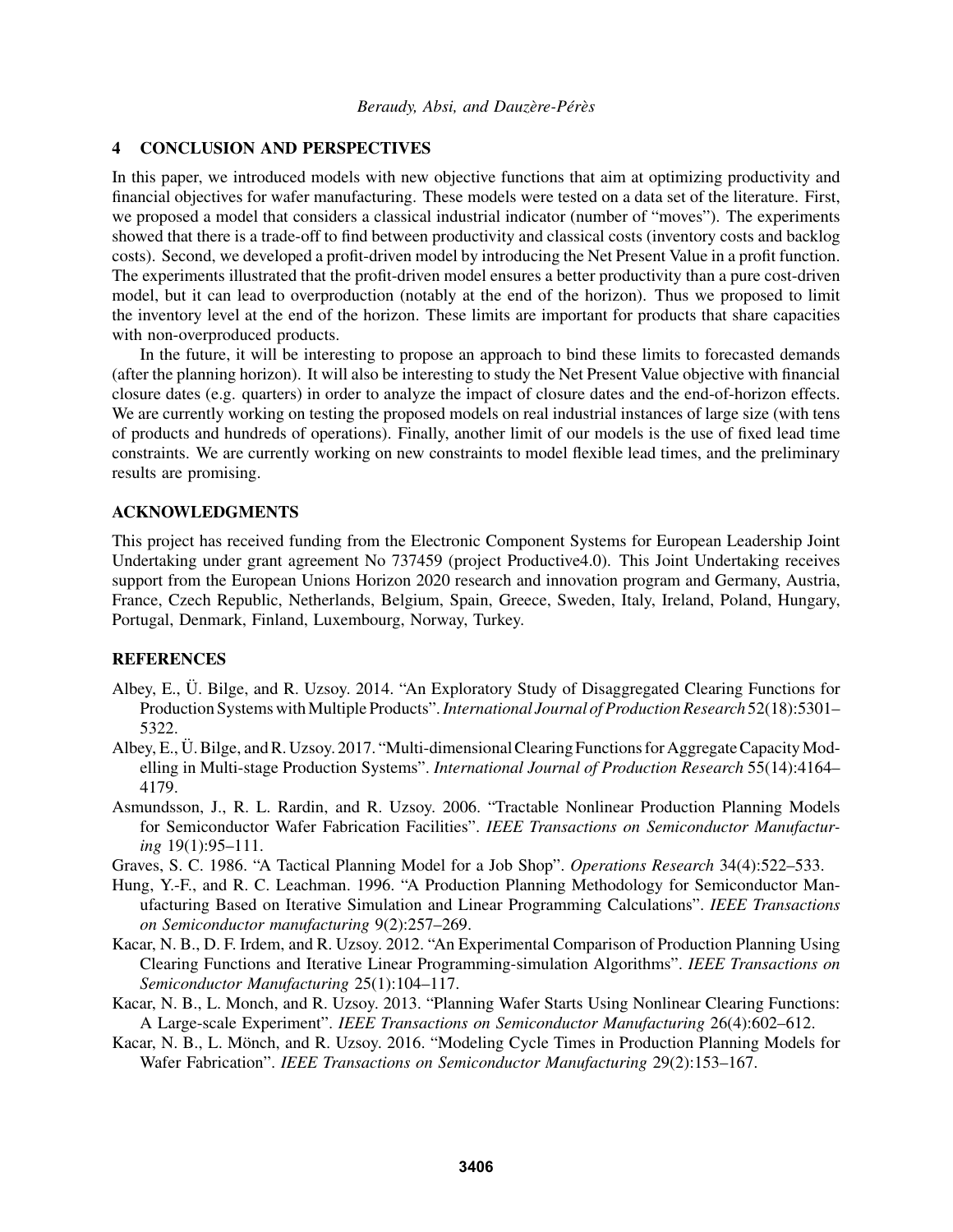## 4 CONCLUSION AND PERSPECTIVES

In this paper, we introduced models with new objective functions that aim at optimizing productivity and financial objectives for wafer manufacturing. These models were tested on a data set of the literature. First, we proposed a model that considers a classical industrial indicator (number of "moves"). The experiments showed that there is a trade-off to find between productivity and classical costs (inventory costs and backlog costs). Second, we developed a profit-driven model by introducing the Net Present Value in a profit function. The experiments illustrated that the profit-driven model ensures a better productivity than a pure cost-driven model, but it can lead to overproduction (notably at the end of the horizon). Thus we proposed to limit the inventory level at the end of the horizon. These limits are important for products that share capacities with non-overproduced products.

In the future, it will be interesting to propose an approach to bind these limits to forecasted demands (after the planning horizon). It will also be interesting to study the Net Present Value objective with financial closure dates (e.g. quarters) in order to analyze the impact of closure dates and the end-of-horizon effects. We are currently working on testing the proposed models on real industrial instances of large size (with tens of products and hundreds of operations). Finally, another limit of our models is the use of fixed lead time constraints. We are currently working on new constraints to model flexible lead times, and the preliminary results are promising.

## ACKNOWLEDGMENTS

This project has received funding from the Electronic Component Systems for European Leadership Joint Undertaking under grant agreement No 737459 (project Productive4.0). This Joint Undertaking receives support from the European Unions Horizon 2020 research and innovation program and Germany, Austria, France, Czech Republic, Netherlands, Belgium, Spain, Greece, Sweden, Italy, Ireland, Poland, Hungary, Portugal, Denmark, Finland, Luxembourg, Norway, Turkey.

## REFERENCES

Albey, E., Ü. Bilge, and R. Uzsoy. 2014. "An Exploratory Study of Disaggregated Clearing Functions for Production Systems with Multiple Products". *International Journal of Production Research* 52(18):5301–5322.

Albey, E., Ü. Bilge, and R. Uzsoy. 2017. "Multi-dimensional Clearing Functions for Aggregate Capacity Modelling in Multi-stage Production Systems". *International Journal of Production Research* 55(14):4164–4179.

Asmundsson, J., R. L. Rardin, and R. Uzsoy. 2006. "Tractable Nonlinear Production Planning Models for Semiconductor Wafer Fabrication Facilities". *IEEE Transactions on Semiconductor Manufacturing* 19(1):95–111.

Graves, S. C. 1986. "A Tactical Planning Model for a Job Shop". *Operations Research* 34(4):522–533.

Hung, Y.-F., and R. C. Leachman. 1996. "A Production Planning Methodology for Semiconductor Manufacturing Based on Iterative Simulation and Linear Programming Calculations". *IEEE Transactions on Semiconductor manufacturing* 9(2):257–269.

Kacar, N. B., D. F. Irdem, and R. Uzsoy. 2012. "An Experimental Comparison of Production Planning Using Clearing Functions and Iterative Linear Programming-simulation Algorithms". *IEEE Transactions on Semiconductor Manufacturing* 25(1):104–117.

Kacar, N. B., L. Monch, and R. Uzsoy. 2013. "Planning Wafer Starts Using Nonlinear Clearing Functions: A Large-scale Experiment". *IEEE Transactions on Semiconductor Manufacturing* 26(4):602–612.

Kacar, N. B., L. Mönch, and R. Uzsoy. 2016. "Modeling Cycle Times in Production Planning Models for Wafer Fabrication". *IEEE Transactions on Semiconductor Manufacturing* 29(2):153–167.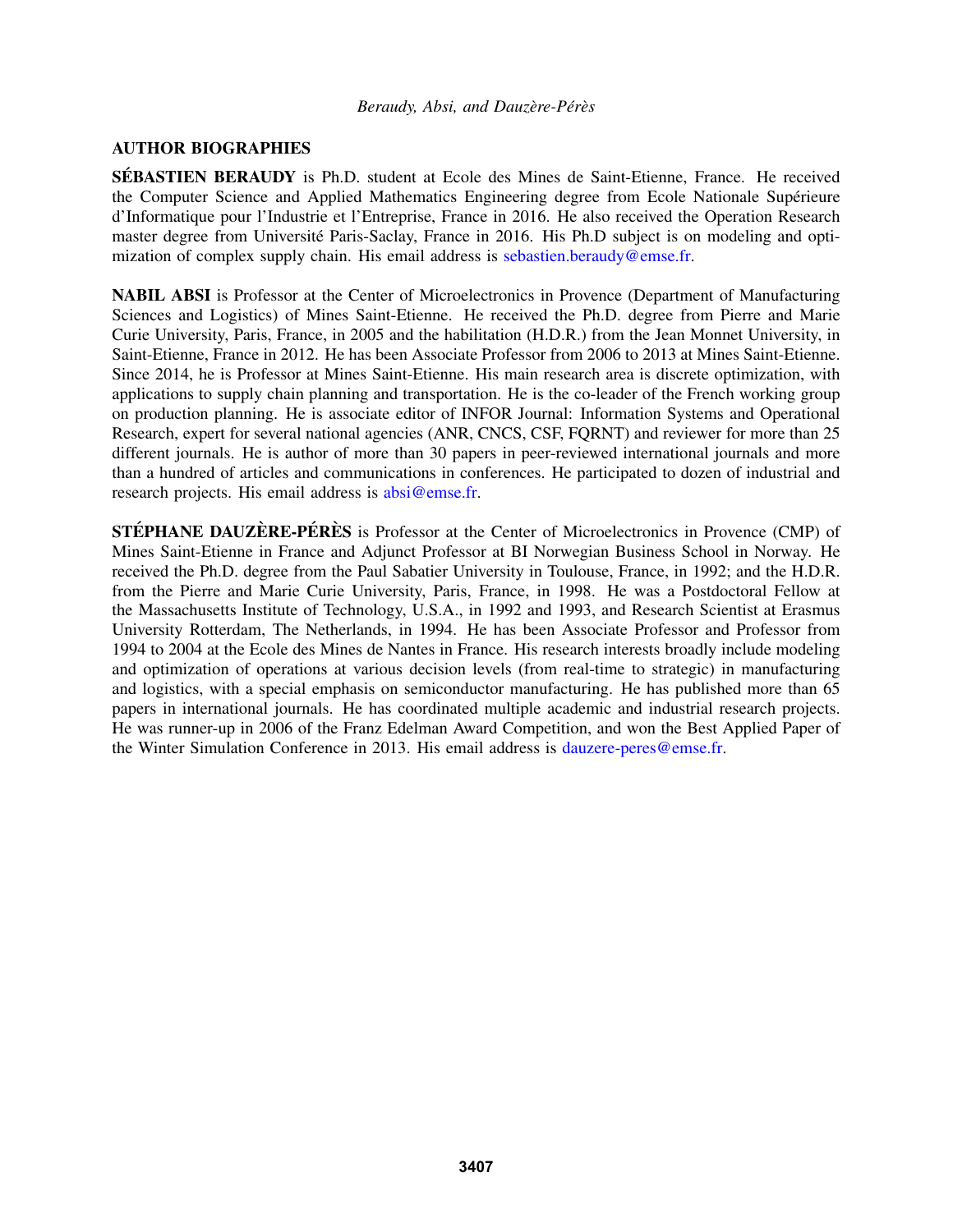## AUTHOR BIOGRAPHIES

**SÉBASTIEN BERAUDY** is Ph.D. student at Ecole des Mines de Saint-Etienne, France. He received the Computer Science and Applied Mathematics Engineering degree from Ecole Nationale Supérieure d'Informatique pour l'Industrie et l'Entreprise, France in 2016. He also received the Operation Research master degree from Université Paris-Saclay, France in 2016. His Ph.D subject is on modeling and optimization of complex supply chain. His email address is sebastien.beraudy@emse.fr.

**NABIL ABSI** is Professor at the Center of Microelectronics in Provence (Department of Manufacturing Sciences and Logistics) of Mines Saint-Etienne. He received the Ph.D. degree from Pierre and Marie Curie University, Paris, France, in 2005 and the habilitation (H.D.R.) from the Jean Monnet University, in Saint-Etienne, France in 2012. He has been Associate Professor from 2006 to 2013 at Mines Saint-Etienne. Since 2014, he is Professor at Mines Saint-Etienne. His main research area is discrete optimization, with applications to supply chain planning and transportation. He is the co-leader of the French working group on production planning. He is associate editor of INFOR Journal: Information Systems and Operational Research, expert for several national agencies (ANR, CNCS, CSF, FQRNT) and reviewer for more than 25 different journals. He is author of more than 30 papers in peer-reviewed international journals and more than a hundred of articles and communications in conferences. He participated to dozen of industrial and research projects. His email address is absi@emse.fr.

**STÉPHANE DAUZÈRE-PÉRÈS** is Professor at the Center of Microelectronics in Provence (CMP) of Mines Saint-Etienne in France and Adjunct Professor at BI Norwegian Business School in Norway. He received the Ph.D. degree from the Paul Sabatier University in Toulouse, France, in 1992; and the H.D.R. from the Pierre and Marie Curie University, Paris, France, in 1998. He was a Postdoctoral Fellow at the Massachusetts Institute of Technology, U.S.A., in 1992 and 1993, and Research Scientist at Erasmus University Rotterdam, The Netherlands, in 1994. He has been Associate Professor and Professor from 1994 to 2004 at the Ecole des Mines de Nantes in France. His research interests broadly include modeling and optimization of operations at various decision levels (from real-time to strategic) in manufacturing and logistics, with a special emphasis on semiconductor manufacturing. He has published more than 65 papers in international journals. He has coordinated multiple academic and industrial research projects. He was runner-up in 2006 of the Franz Edelman Award Competition, and won the Best Applied Paper of the Winter Simulation Conference in 2013. His email address is dauzere-peres@emse.fr.